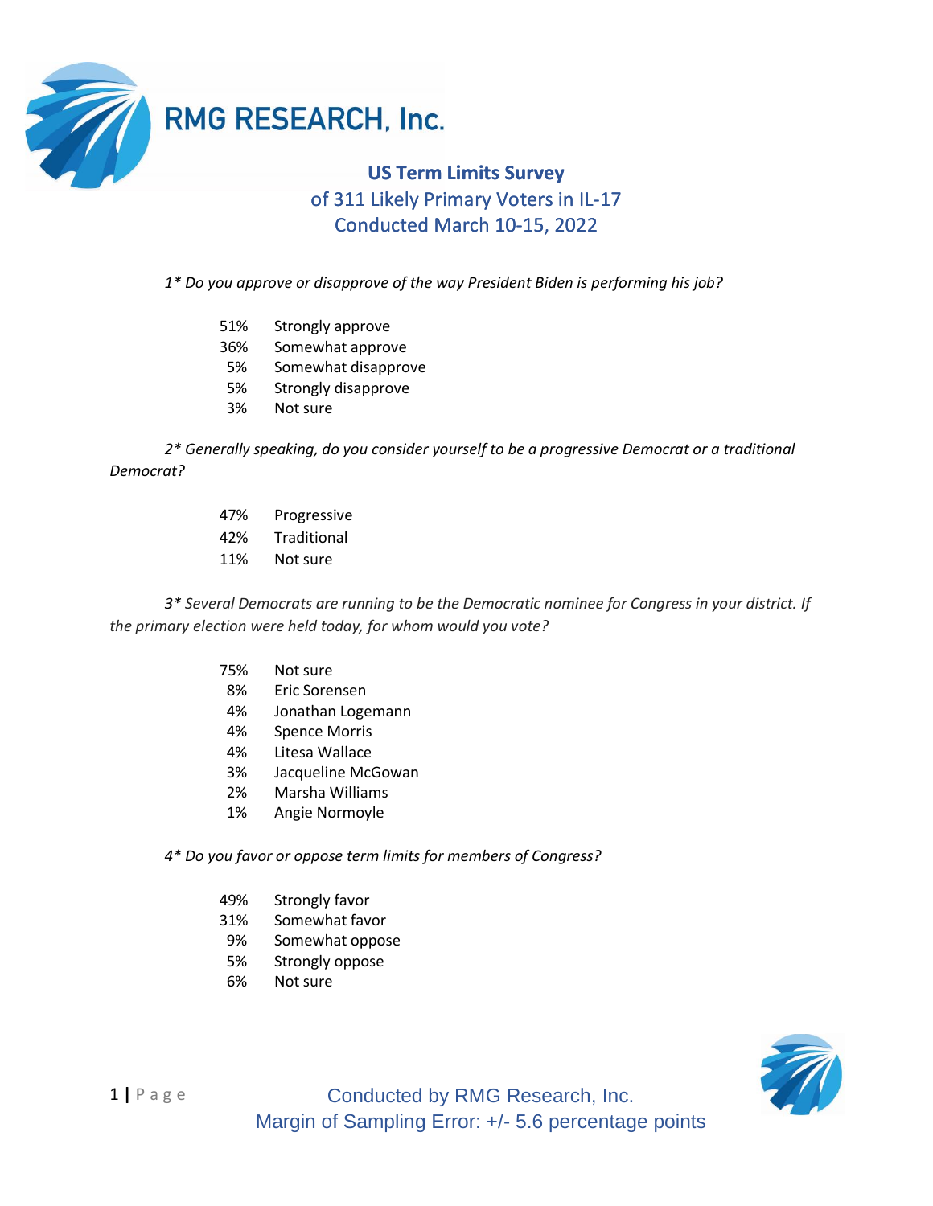# RMG RESEARCH, Inc.

## US Term Limits Survey
### of 311 Likely Primary Voters in IL-17
### Conducted March 10-15, 2022

*1* Do you approve or disapprove of the way President Biden is performing his job?*

| | |
|---|---|
| 51% | Strongly approve |
| 36% | Somewhat approve |
| 5% | Somewhat disapprove |
| 5% | Strongly disapprove |
| 3% | Not sure |

*2* Generally speaking, do you consider yourself to be a progressive Democrat or a traditional Democrat?*

| | |
|---|---|
| 47% | Progressive |
| 42% | Traditional |
| 11% | Not sure |

*3* Several Democrats are running to be the Democratic nominee for Congress in your district. If the primary election were held today, for whom would you vote?*

| | |
|---|---|
| 75% | Not sure |
| 8% | Eric Sorensen |
| 4% | Jonathan Logemann |
| 4% | Spence Morris |
| 4% | Litesa Wallace |
| 3% | Jacqueline McGowan |
| 2% | Marsha Williams |
| 1% | Angie Normoyle |

*4* Do you favor or oppose term limits for members of Congress?*

| | |
|---|---|
| 49% | Strongly favor |
| 31% | Somewhat favor |
| 9% | Somewhat oppose |
| 5% | Strongly oppose |
| 6% | Not sure |

Conducted by RMG Research, Inc.
Margin of Sampling Error: +/- 5.6 percentage points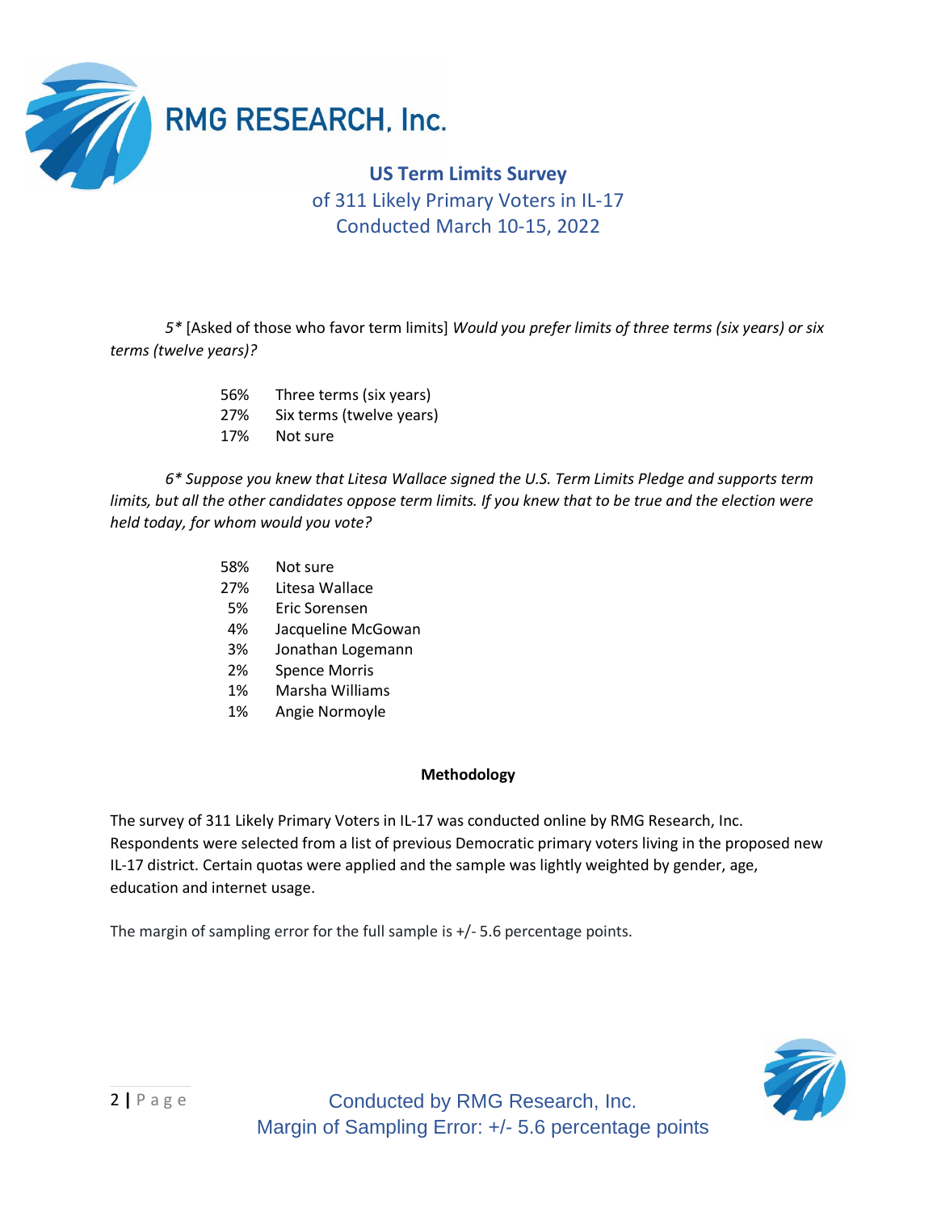RMG RESEARCH, Inc.

**US Term Limits Survey**
of 311 Likely Primary Voters in IL-17
Conducted March 10-15, 2022

*5** [Asked of those who favor term limits] *Would you prefer limits of three terms (six years) or six terms (twelve years)?*

| | |
|---|---|
| 56% | Three terms (six years) |
| 27% | Six terms (twelve years) |
| 17% | Not sure |

*6* Suppose you knew that Litesa Wallace signed the U.S. Term Limits Pledge and supports term limits, but all the other candidates oppose term limits. If you knew that to be true and the election were held today, for whom would you vote?*

| | |
|---|---|
| 58% | Not sure |
| 27% | Litesa Wallace |
| 5% | Eric Sorensen |
| 4% | Jacqueline McGowan |
| 3% | Jonathan Logemann |
| 2% | Spence Morris |
| 1% | Marsha Williams |
| 1% | Angie Normoyle |

**Methodology**

The survey of 311 Likely Primary Voters in IL-17 was conducted online by RMG Research, Inc. Respondents were selected from a list of previous Democratic primary voters living in the proposed new IL-17 district. Certain quotas were applied and the sample was lightly weighted by gender, age, education and internet usage.

The margin of sampling error for the full sample is +/- 5.6 percentage points.